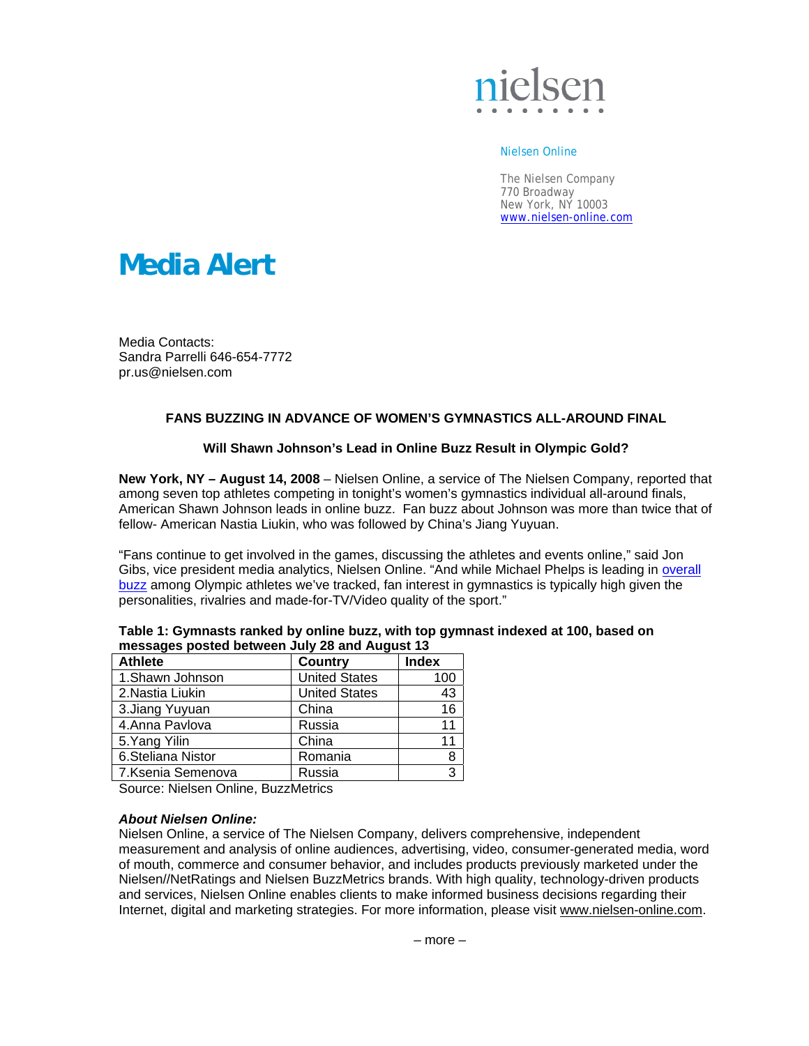nielsen

Nielsen Online

The Nielsen Company
770 Broadway
New York, NY 10003
www.nielsen-online.com

# Media Alert

Media Contacts:
Sandra Parrelli 646-654-7772
pr.us@nielsen.com

**FANS BUZZING IN ADVANCE OF WOMEN'S GYMNASTICS ALL-AROUND FINAL**

**Will Shawn Johnson's Lead in Online Buzz Result in Olympic Gold?**

**New York, NY – August 14, 2008** – Nielsen Online, a service of The Nielsen Company, reported that among seven top athletes competing in tonight's women's gymnastics individual all-around finals, American Shawn Johnson leads in online buzz. Fan buzz about Johnson was more than twice that of fellow- American Nastia Liukin, who was followed by China's Jiang Yuyuan.

"Fans continue to get involved in the games, discussing the athletes and events online," said Jon Gibs, vice president media analytics, Nielsen Online. "And while Michael Phelps is leading in overall buzz among Olympic athletes we've tracked, fan interest in gymnastics is typically high given the personalities, rivalries and made-for-TV/Video quality of the sport."

**Table 1: Gymnasts ranked by online buzz, with top gymnast indexed at 100, based on messages posted between July 28 and August 13**

| Athlete | Country | Index |
|---|---|---|
| 1.Shawn Johnson | United States | 100 |
| 2.Nastia Liukin | United States | 43 |
| 3.Jiang Yuyuan | China | 16 |
| 4.Anna Pavlova | Russia | 11 |
| 5.Yang Yilin | China | 11 |
| 6.Steliana Nistor | Romania | 8 |
| 7.Ksenia Semenova | Russia | 3 |

Source: Nielsen Online, BuzzMetrics

***About Nielsen Online:***
Nielsen Online, a service of The Nielsen Company, delivers comprehensive, independent measurement and analysis of online audiences, advertising, video, consumer-generated media, word of mouth, commerce and consumer behavior, and includes products previously marketed under the Nielsen//NetRatings and Nielsen BuzzMetrics brands. With high quality, technology-driven products and services, Nielsen Online enables clients to make informed business decisions regarding their Internet, digital and marketing strategies. For more information, please visit www.nielsen-online.com.

– more –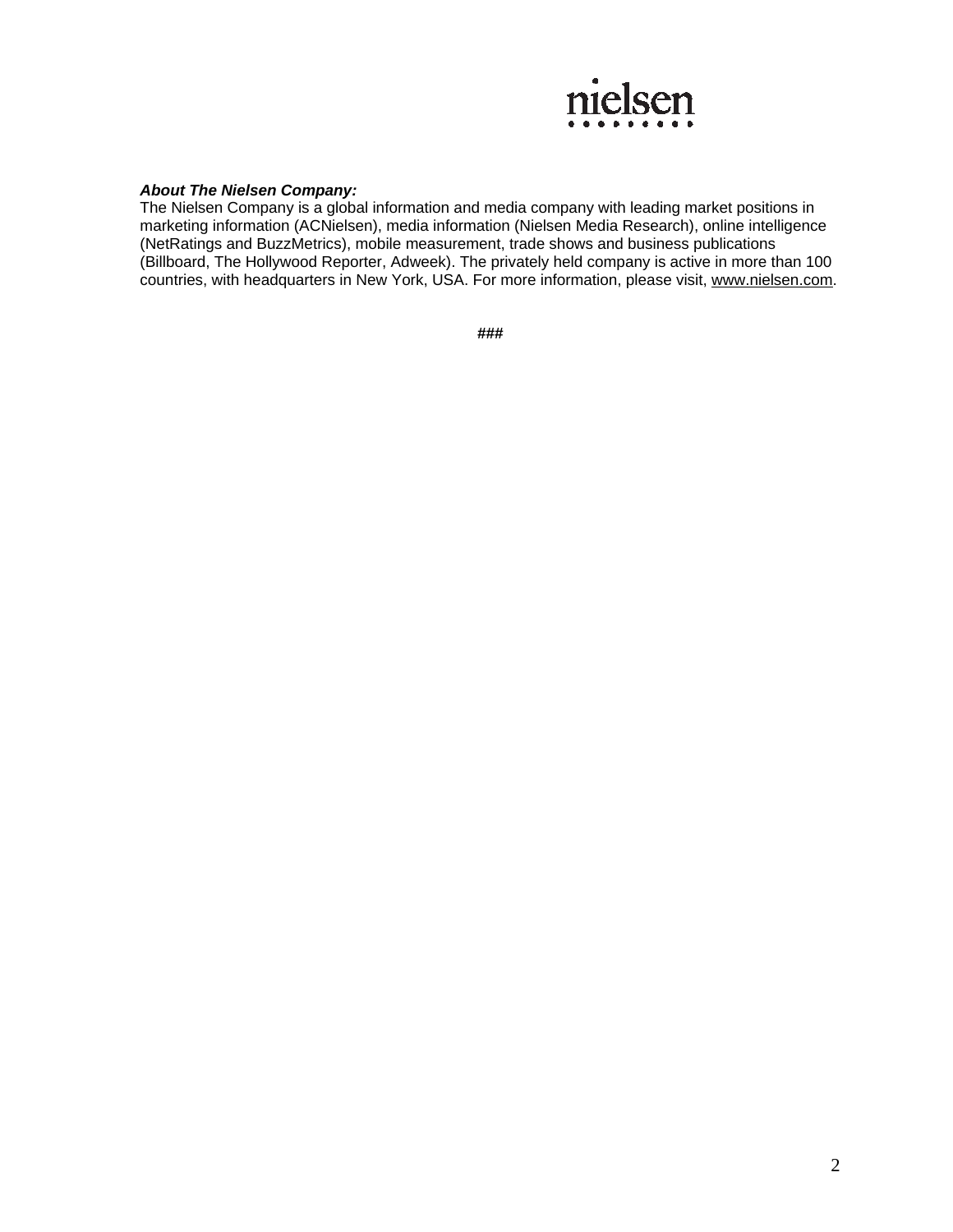***About The Nielsen Company:***
The Nielsen Company is a global information and media company with leading market positions in marketing information (ACNielsen), media information (Nielsen Media Research), online intelligence (NetRatings and BuzzMetrics), mobile measurement, trade shows and business publications (Billboard, The Hollywood Reporter, Adweek). The privately held company is active in more than 100 countries, with headquarters in New York, USA. For more information, please visit, www.nielsen.com.

###